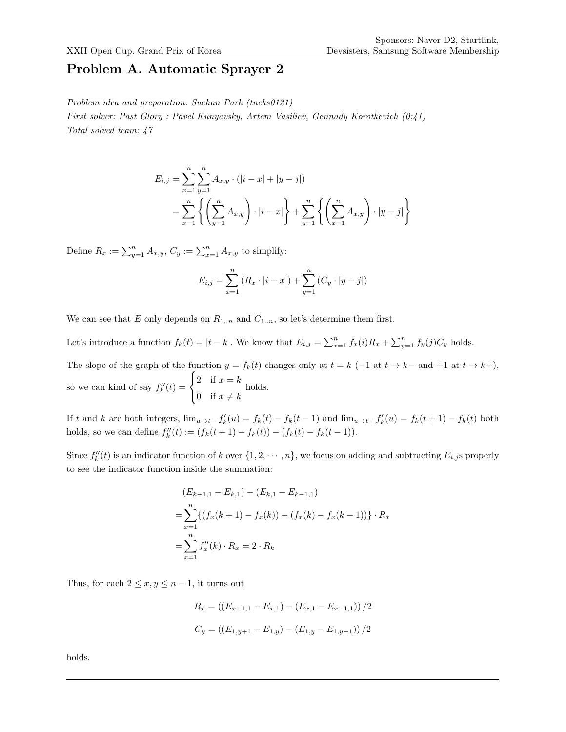# Problem A. Automatic Sprayer 2

*Problem idea and preparation: Suchan Park (tncks0121)*
*First solver: Past Glory : Pavel Kunyavsky, Artem Vasiliev, Gennady Korotkevich (0:41)*
*Total solved team: 47*

$$
\begin{aligned}
E_{i,j} &= \sum_{x=1}^{n}\sum_{y=1}^{n} A_{x,y} \cdot (|i-x| + |y-j|) \\
&= \sum_{x=1}^{n} \left\{ \left( \sum_{y=1}^{n} A_{x,y} \right) \cdot |i-x| \right\} + \sum_{y=1}^{n} \left\{ \left( \sum_{x=1}^{n} A_{x,y} \right) \cdot |y-j| \right\}
\end{aligned}
$$

Define $R_x := \sum_{y=1}^{n} A_{x,y}$, $C_y := \sum_{x=1}^{n} A_{x,y}$ to simplify:

$$
E_{i,j} = \sum_{x=1}^{n} (R_x \cdot |i-x|) + \sum_{y=1}^{n} (C_y \cdot |y-j|)
$$

We can see that $E$ only depends on $R_{1..n}$ and $C_{1..n}$, so let's determine them first.

Let's introduce a function $f_k(t) = |t-k|$. We know that $E_{i,j} = \sum_{x=1}^{n} f_x(i) R_x + \sum_{y=1}^{n} f_y(j) C_y$ holds.

The slope of the graph of the function $y = f_k(t)$ changes only at $t = k$ ($-1$ at $t \to k-$ and $+1$ at $t \to k+$), so we can kind of say $f_k''(t) = \begin{cases} 2 & \text{if } x = k \\ 0 & \text{if } x \neq k \end{cases}$ holds.

If $t$ and $k$ are both integers, $\lim_{u \to t-} f_k'(u) = f_k(t) - f_k(t-1)$ and $\lim_{u \to t+} f_k'(u) = f_k(t+1) - f_k(t)$ both holds, so we can define $f_k''(t) := (f_k(t+1) - f_k(t)) - (f_k(t) - f_k(t-1))$.

Since $f_k''(t)$ is an indicator function of $k$ over $\{1, 2, \cdots, n\}$, we focus on adding and subtracting $E_{i,j}$s properly to see the indicator function inside the summation:

$$
\begin{aligned}
&(E_{k+1,1} - E_{k,1}) - (E_{k,1} - E_{k-1,1}) \\
=& \sum_{x=1}^{n} \{ (f_x(k+1) - f_x(k)) - (f_x(k) - f_x(k-1)) \} \cdot R_x \\
=& \sum_{x=1}^{n} f_x''(k) \cdot R_x = 2 \cdot R_k
\end{aligned}
$$

Thus, for each $2 \leq x, y \leq n-1$, it turns out

$$
R_x = \left( (E_{x+1,1} - E_{x,1}) - (E_{x,1} - E_{x-1,1}) \right) / 2
$$

$$
C_y = \left( (E_{1,y+1} - E_{1,y}) - (E_{1,y} - E_{1,y-1}) \right) / 2
$$

holds.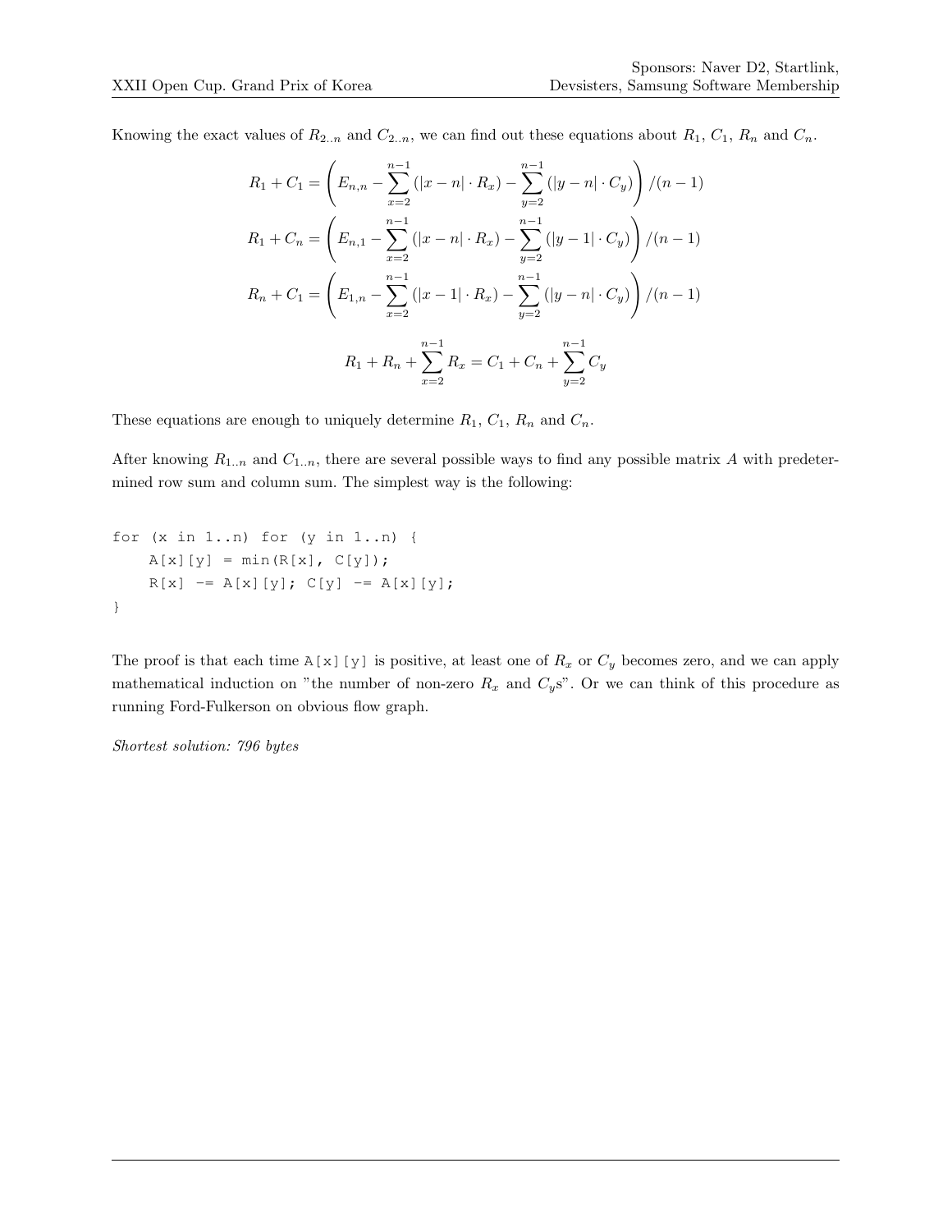Knowing the exact values of $R_{2..n}$ and $C_{2..n}$, we can find out these equations about $R_1$, $C_1$, $R_n$ and $C_n$.

$$R_1 + C_1 = \left( E_{n,n} - \sum_{x=2}^{n-1} (|x-n| \cdot R_x) - \sum_{y=2}^{n-1} (|y-n| \cdot C_y) \right) / (n-1)$$

$$R_1 + C_n = \left( E_{n,1} - \sum_{x=2}^{n-1} (|x-n| \cdot R_x) - \sum_{y=2}^{n-1} (|y-1| \cdot C_y) \right) / (n-1)$$

$$R_n + C_1 = \left( E_{1,n} - \sum_{x=2}^{n-1} (|x-1| \cdot R_x) - \sum_{y=2}^{n-1} (|y-n| \cdot C_y) \right) / (n-1)$$

$$R_1 + R_n + \sum_{x=2}^{n-1} R_x = C_1 + C_n + \sum_{y=2}^{n-1} C_y$$

These equations are enough to uniquely determine $R_1$, $C_1$, $R_n$ and $C_n$.

After knowing $R_{1..n}$ and $C_{1..n}$, there are several possible ways to find any possible matrix $A$ with predetermined row sum and column sum. The simplest way is the following:

```
for (x in 1..n) for (y in 1..n) {
    A[x][y] = min(R[x], C[y]);
    R[x] -= A[x][y]; C[y] -= A[x][y];
}
```

The proof is that each time `A[x][y]` is positive, at least one of $R_x$ or $C_y$ becomes zero, and we can apply mathematical induction on "the number of non-zero $R_x$ and $C_y$s". Or we can think of this procedure as running Ford-Fulkerson on obvious flow graph.

*Shortest solution: 796 bytes*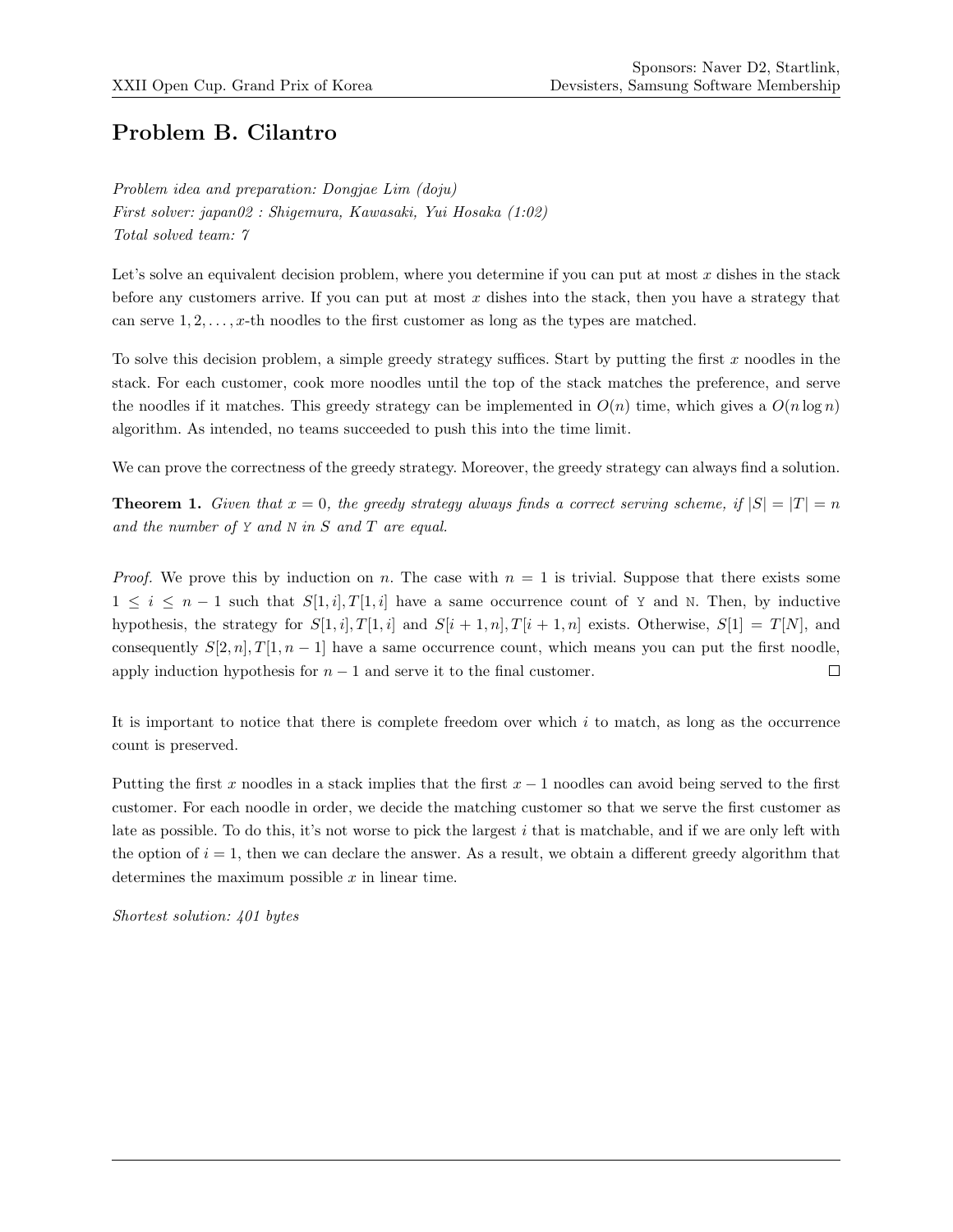# Problem B. Cilantro

*Problem idea and preparation: Dongjae Lim (doju)*
*First solver: japan02 : Shigemura, Kawasaki, Yui Hosaka (1:02)*
*Total solved team: 7*

Let's solve an equivalent decision problem, where you determine if you can put at most $x$ dishes in the stack before any customers arrive. If you can put at most $x$ dishes into the stack, then you have a strategy that can serve $1, 2, \ldots, x$-th noodles to the first customer as long as the types are matched.

To solve this decision problem, a simple greedy strategy suffices. Start by putting the first $x$ noodles in the stack. For each customer, cook more noodles until the top of the stack matches the preference, and serve the noodles if it matches. This greedy strategy can be implemented in $O(n)$ time, which gives a $O(n \log n)$ algorithm. As intended, no teams succeeded to push this into the time limit.

We can prove the correctness of the greedy strategy. Moreover, the greedy strategy can always find a solution.

**Theorem 1.** *Given that $x = 0$, the greedy strategy always finds a correct serving scheme, if $|S| = |T| = n$ and the number of* `Y` *and* `N` *in $S$ and $T$ are equal.*

*Proof.* We prove this by induction on $n$. The case with $n = 1$ is trivial. Suppose that there exists some $1 \le i \le n-1$ such that $S[1, i], T[1, i]$ have a same occurrence count of `Y` and `N`. Then, by inductive hypothesis, the strategy for $S[1, i], T[1, i]$ and $S[i+1, n], T[i+1, n]$ exists. Otherwise, $S[1] = T[N]$, and consequently $S[2, n], T[1, n-1]$ have a same occurrence count, which means you can put the first noodle, apply induction hypothesis for $n-1$ and serve it to the final customer. □

It is important to notice that there is complete freedom over which $i$ to match, as long as the occurrence count is preserved.

Putting the first $x$ noodles in a stack implies that the first $x-1$ noodles can avoid being served to the first customer. For each noodle in order, we decide the matching customer so that we serve the first customer as late as possible. To do this, it's not worse to pick the largest $i$ that is matchable, and if we are only left with the option of $i = 1$, then we can declare the answer. As a result, we obtain a different greedy algorithm that determines the maximum possible $x$ in linear time.

*Shortest solution: 401 bytes*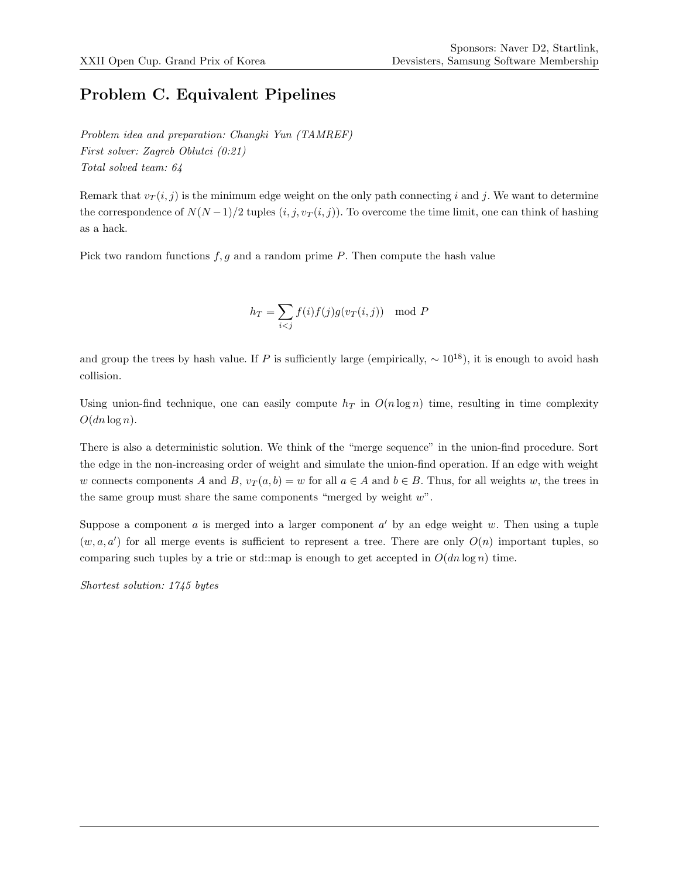## Problem C. Equivalent Pipelines

*Problem idea and preparation: Changki Yun (TAMREF)*
*First solver: Zagreb Oblutci (0:21)*
*Total solved team: 64*

Remark that $v_T(i,j)$ is the minimum edge weight on the only path connecting $i$ and $j$. We want to determine the correspondence of $N(N-1)/2$ tuples $(i, j, v_T(i,j))$. To overcome the time limit, one can think of hashing as a hack.

Pick two random functions $f, g$ and a random prime $P$. Then compute the hash value

$$h_T = \sum_{i<j} f(i)f(j)g(v_T(i,j)) \mod P$$

and group the trees by hash value. If $P$ is sufficiently large (empirically, $\sim 10^{18}$), it is enough to avoid hash collision.

Using union-find technique, one can easily compute $h_T$ in $O(n \log n)$ time, resulting in time complexity $O(dn \log n)$.

There is also a deterministic solution. We think of the "merge sequence" in the union-find procedure. Sort the edge in the non-increasing order of weight and simulate the union-find operation. If an edge with weight $w$ connects components $A$ and $B$, $v_T(a,b) = w$ for all $a \in A$ and $b \in B$. Thus, for all weights $w$, the trees in the same group must share the same components "merged by weight $w$".

Suppose a component $a$ is merged into a larger component $a'$ by an edge weight $w$. Then using a tuple $(w, a, a')$ for all merge events is sufficient to represent a tree. There are only $O(n)$ important tuples, so comparing such tuples by a trie or std::map is enough to get accepted in $O(dn \log n)$ time.

*Shortest solution: 1745 bytes*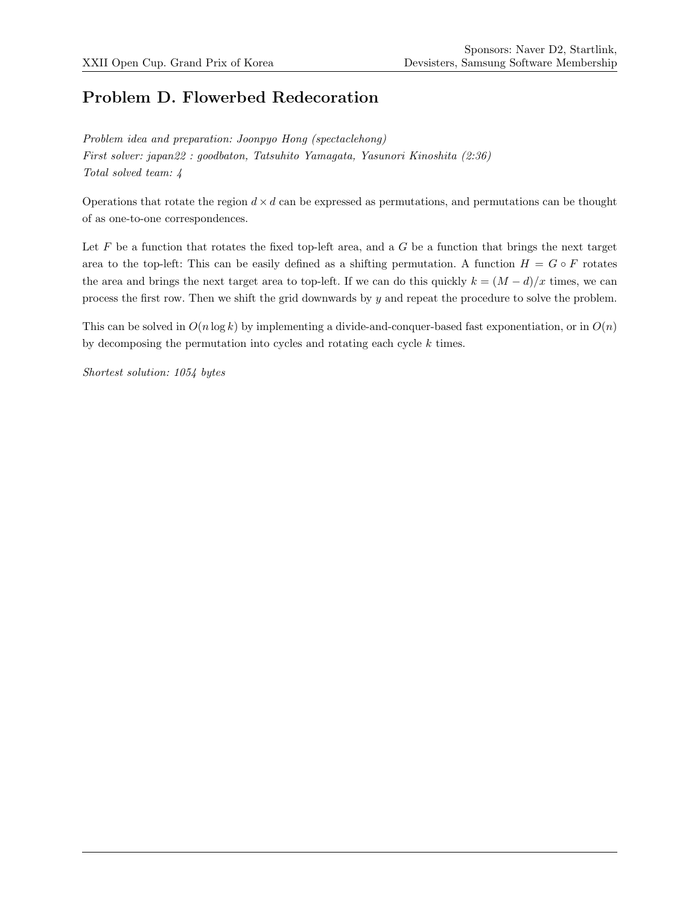## Problem D. Flowerbed Redecoration

*Problem idea and preparation: Joonpyo Hong (spectaclehong)*
*First solver: japan22 : goodbaton, Tatsuhito Yamagata, Yasunori Kinoshita (2:36)*
*Total solved team: 4*

Operations that rotate the region $d \times d$ can be expressed as permutations, and permutations can be thought of as one-to-one correspondences.

Let $F$ be a function that rotates the fixed top-left area, and a $G$ be a function that brings the next target area to the top-left: This can be easily defined as a shifting permutation. A function $H = G \circ F$ rotates the area and brings the next target area to top-left. If we can do this quickly $k = (M - d)/x$ times, we can process the first row. Then we shift the grid downwards by $y$ and repeat the procedure to solve the problem.

This can be solved in $O(n \log k)$ by implementing a divide-and-conquer-based fast exponentiation, or in $O(n)$ by decomposing the permutation into cycles and rotating each cycle $k$ times.

*Shortest solution: 1054 bytes*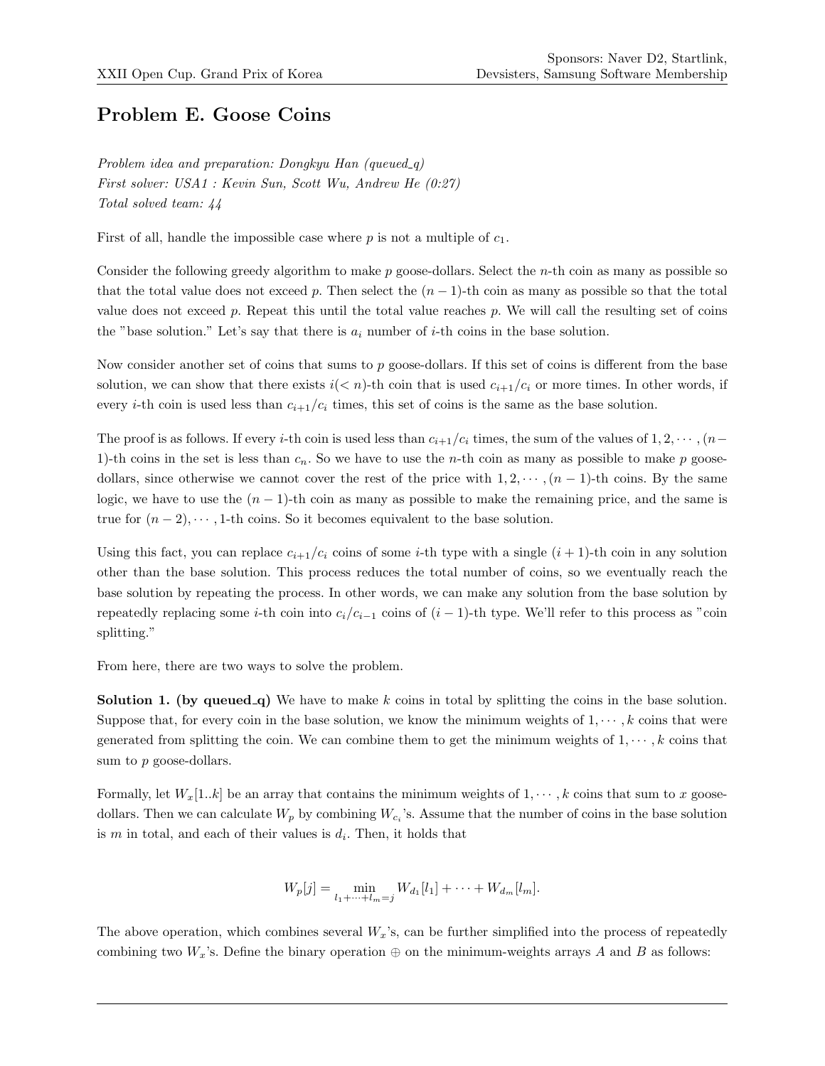## Problem E. Goose Coins

*Problem idea and preparation: Dongkyu Han (queued_q)*
*First solver: USA1 : Kevin Sun, Scott Wu, Andrew He (0:27)*
*Total solved team: 44*

First of all, handle the impossible case where $p$ is not a multiple of $c_1$.

Consider the following greedy algorithm to make $p$ goose-dollars. Select the $n$-th coin as many as possible so that the total value does not exceed $p$. Then select the $(n-1)$-th coin as many as possible so that the total value does not exceed $p$. Repeat this until the total value reaches $p$. We will call the resulting set of coins the "base solution." Let's say that there is $a_i$ number of $i$-th coins in the base solution.

Now consider another set of coins that sums to $p$ goose-dollars. If this set of coins is different from the base solution, we can show that there exists $i(< n)$-th coin that is used $c_{i+1}/c_i$ or more times. In other words, if every $i$-th coin is used less than $c_{i+1}/c_i$ times, this set of coins is the same as the base solution.

The proof is as follows. If every $i$-th coin is used less than $c_{i+1}/c_i$ times, the sum of the values of $1, 2, \cdots, (n-1)$-th coins in the set is less than $c_n$. So we have to use the $n$-th coin as many as possible to make $p$ goose-dollars, since otherwise we cannot cover the rest of the price with $1, 2, \cdots, (n-1)$-th coins. By the same logic, we have to use the $(n-1)$-th coin as many as possible to make the remaining price, and the same is true for $(n-2), \cdots, 1$-th coins. So it becomes equivalent to the base solution.

Using this fact, you can replace $c_{i+1}/c_i$ coins of some $i$-th type with a single $(i+1)$-th coin in any solution other than the base solution. This process reduces the total number of coins, so we eventually reach the base solution by repeating the process. In other words, we can make any solution from the base solution by repeatedly replacing some $i$-th coin into $c_i/c_{i-1}$ coins of $(i-1)$-th type. We'll refer to this process as "coin splitting."

From here, there are two ways to solve the problem.

**Solution 1. (by queued_q)** We have to make $k$ coins in total by splitting the coins in the base solution. Suppose that, for every coin in the base solution, we know the minimum weights of $1, \cdots, k$ coins that were generated from splitting the coin. We can combine them to get the minimum weights of $1, \cdots, k$ coins that sum to $p$ goose-dollars.

Formally, let $W_x[1..k]$ be an array that contains the minimum weights of $1, \cdots, k$ coins that sum to $x$ goose-dollars. Then we can calculate $W_p$ by combining $W_{c_i}$'s. Assume that the number of coins in the base solution is $m$ in total, and each of their values is $d_i$. Then, it holds that

$$W_p[j] = \min_{l_1 + \cdots + l_m = j} W_{d_1}[l_1] + \cdots + W_{d_m}[l_m].$$

The above operation, which combines several $W_x$'s, can be further simplified into the process of repeatedly combining two $W_x$'s. Define the binary operation $\oplus$ on the minimum-weights arrays $A$ and $B$ as follows: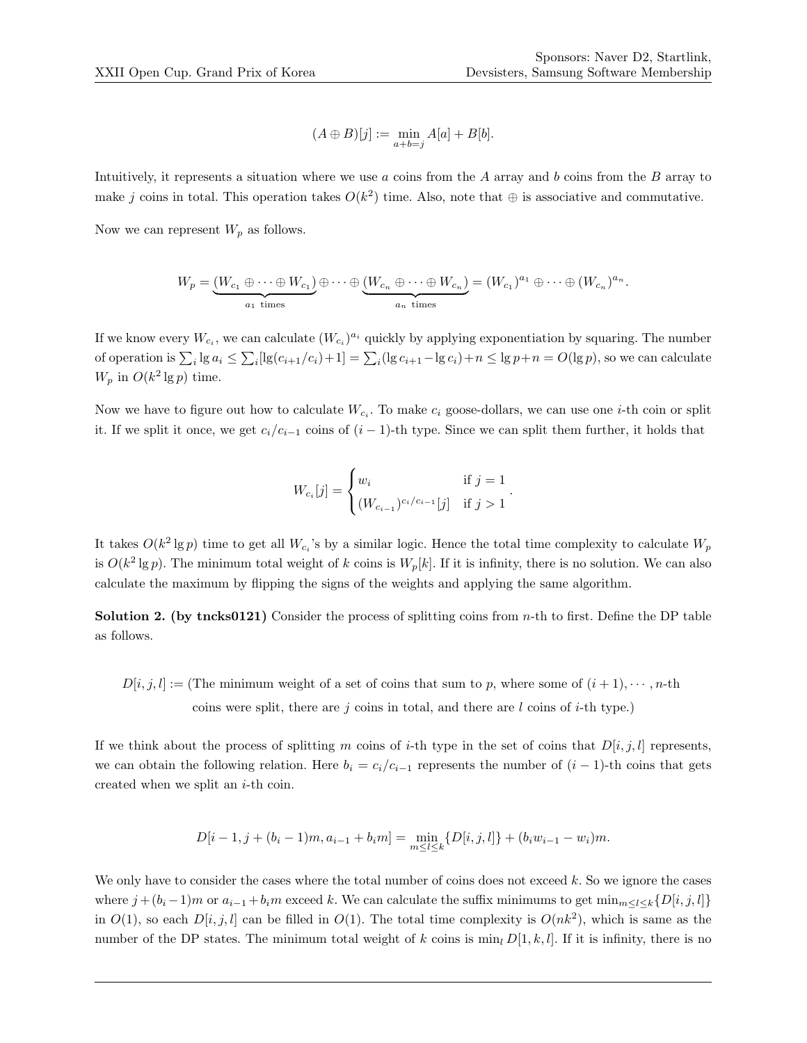$$(A \oplus B)[j] := \min_{a+b=j} A[a] + B[b].$$

Intuitively, it represents a situation where we use $a$ coins from the $A$ array and $b$ coins from the $B$ array to make $j$ coins in total. This operation takes $O(k^2)$ time. Also, note that $\oplus$ is associative and commutative.

Now we can represent $W_p$ as follows.

$$W_p = \underbrace{(W_{c_1} \oplus \cdots \oplus W_{c_1})}_{a_1 \text{ times}} \oplus \cdots \oplus \underbrace{(W_{c_n} \oplus \cdots \oplus W_{c_n})}_{a_n \text{ times}} = (W_{c_1})^{a_1} \oplus \cdots \oplus (W_{c_n})^{a_n}.$$

If we know every $W_{c_i}$, we can calculate $(W_{c_i})^{a_i}$ quickly by applying exponentiation by squaring. The number of operation is $\sum_i \lg a_i \le \sum_i [\lg(c_{i+1}/c_i)+1] = \sum_i (\lg c_{i+1} - \lg c_i) + n \le \lg p + n = O(\lg p)$, so we can calculate $W_p$ in $O(k^2 \lg p)$ time.

Now we have to figure out how to calculate $W_{c_i}$. To make $c_i$ goose-dollars, we can use one $i$-th coin or split it. If we split it once, we get $c_i/c_{i-1}$ coins of $(i-1)$-th type. Since we can split them further, it holds that

$$W_{c_i}[j] = \begin{cases} w_i & \text{if } j = 1 \\ (W_{c_{i-1}})^{c_i/c_{i-1}}[j] & \text{if } j > 1 \end{cases}.$$

It takes $O(k^2 \lg p)$ time to get all $W_{c_i}$'s by a similar logic. Hence the total time complexity to calculate $W_p$ is $O(k^2 \lg p)$. The minimum total weight of $k$ coins is $W_p[k]$. If it is infinity, there is no solution. We can also calculate the maximum by flipping the signs of the weights and applying the same algorithm.

**Solution 2. (by tncks0121)** Consider the process of splitting coins from $n$-th to first. Define the DP table as follows.

$D[i, j, l] :=$ (The minimum weight of a set of coins that sum to $p$, where some of $(i+1), \cdots, n$-th coins were split, there are $j$ coins in total, and there are $l$ coins of $i$-th type.)

If we think about the process of splitting $m$ coins of $i$-th type in the set of coins that $D[i, j, l]$ represents, we can obtain the following relation. Here $b_i = c_i/c_{i-1}$ represents the number of $(i-1)$-th coins that gets created when we split an $i$-th coin.

$$D[i-1, j + (b_i - 1)m, a_{i-1} + b_i m] = \min_{m \le l \le k} \{D[i, j, l]\} + (b_i w_{i-1} - w_i)m.$$

We only have to consider the cases where the total number of coins does not exceed $k$. So we ignore the cases where $j + (b_i - 1)m$ or $a_{i-1} + b_i m$ exceed $k$. We can calculate the suffix minimums to get $\min_{m \le l \le k}\{D[i, j, l]\}$ in $O(1)$, so each $D[i, j, l]$ can be filled in $O(1)$. The total time complexity is $O(nk^2)$, which is same as the number of the DP states. The minimum total weight of $k$ coins is $\min_l D[1, k, l]$. If it is infinity, there is no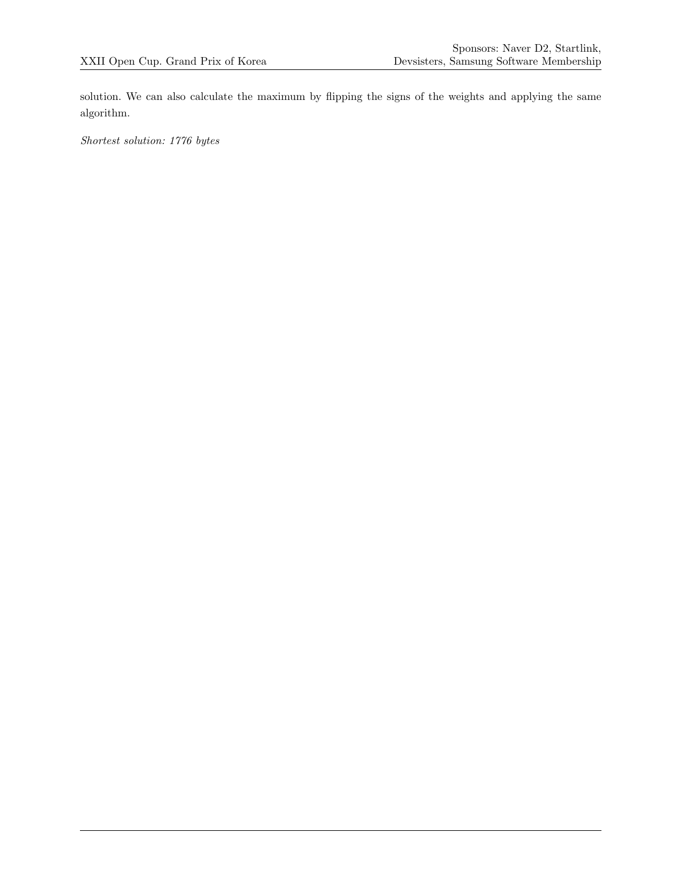solution. We can also calculate the maximum by flipping the signs of the weights and applying the same algorithm.

*Shortest solution: 1776 bytes*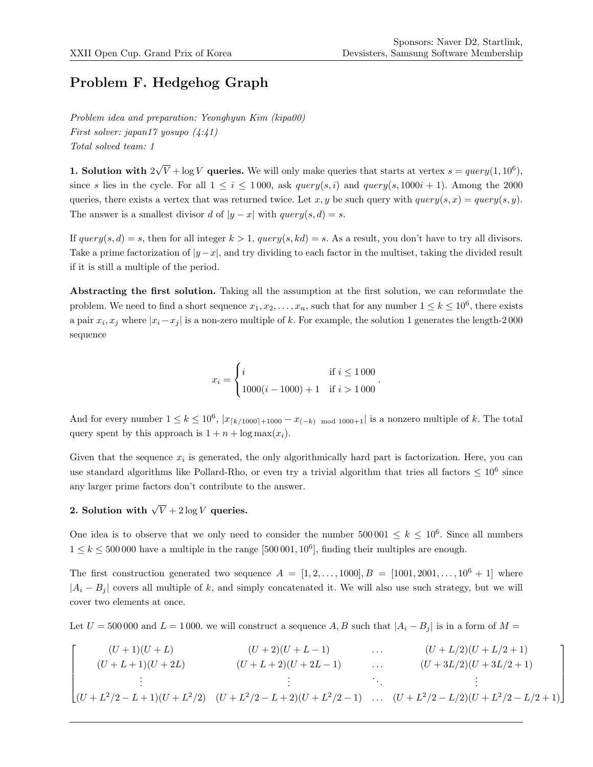# Problem F. Hedgehog Graph

*Problem idea and preparation: Yeonghyun Kim (kipa00)*
*First solver: japan17 yosupo (4:41)*
*Total solved team: 1*

**1. Solution with $2\sqrt{V} + \log V$ queries.** We will only make queries that starts at vertex $s = query(1, 10^6)$, since $s$ lies in the cycle. For all $1 \le i \le 1\,000$, ask $query(s, i)$ and $query(s, 1000i + 1)$. Among the 2000 queries, there exists a vertex that was returned twice. Let $x, y$ be such query with $query(s, x) = query(s, y)$. The answer is a smallest divisor $d$ of $|y - x|$ with $query(s, d) = s$.

If $query(s, d) = s$, then for all integer $k > 1$, $query(s, kd) = s$. As a result, you don't have to try all divisors. Take a prime factorization of $|y - x|$, and try dividing to each factor in the multiset, taking the divided result if it is still a multiple of the period.

**Abstracting the first solution.** Taking all the assumption at the first solution, we can reformulate the problem. We need to find a short sequence $x_1, x_2, \ldots, x_n$, such that for any number $1 \le k \le 10^6$, there exists a pair $x_i, x_j$ where $|x_i - x_j|$ is a non-zero multiple of $k$. For example, the solution 1 generates the length-2 000 sequence

$$x_i = \begin{cases} i & \text{if } i \le 1\,000 \\ 1000(i - 1000) + 1 & \text{if } i > 1\,000 \end{cases}.$$

And for every number $1 \le k \le 10^6$, $|x_{\lceil k/1000 \rceil + 1000} - x_{(-k) \bmod 1000 + 1}|$ is a nonzero multiple of $k$. The total query spent by this approach is $1 + n + \log \max(x_i)$.

Given that the sequence $x_i$ is generated, the only algorithmically hard part is factorization. Here, you can use standard algorithms like Pollard-Rho, or even try a trivial algorithm that tries all factors $\le 10^6$ since any larger prime factors don't contribute to the answer.

**2. Solution with $\sqrt{V} + 2\log V$ queries.**

One idea is to observe that we only need to consider the number $500\,001 \le k \le 10^6$. Since all numbers $1 \le k \le 500\,000$ have a multiple in the range $[500\,001, 10^6]$, finding their multiples are enough.

The first construction generated two sequence $A = [1, 2, \ldots, 1000], B = [1001, 2001, \ldots, 10^6 + 1]$ where $|A_i - B_j|$ covers all multiple of $k$, and simply concatenated it. We will also use such strategy, but we will cover two elements at once.

Let $U = 500\,000$ and $L = 1\,000$. we will construct a sequence $A, B$ such that $|A_i - B_j|$ is in a form of $M =$

$$\begin{bmatrix} (U+1)(U+L) & (U+2)(U+L-1) & \cdots & (U+L/2)(U+L/2+1) \\ (U+L+1)(U+2L) & (U+L+2)(U+2L-1) & \cdots & (U+3L/2)(U+3L/2+1) \\ \vdots & \vdots & \ddots & \vdots \\ (U+L^2/2-L+1)(U+L^2/2) & (U+L^2/2-L+2)(U+L^2/2-1) & \cdots & (U+L^2/2-L/2)(U+L^2/2-L/2+1) \end{bmatrix}$$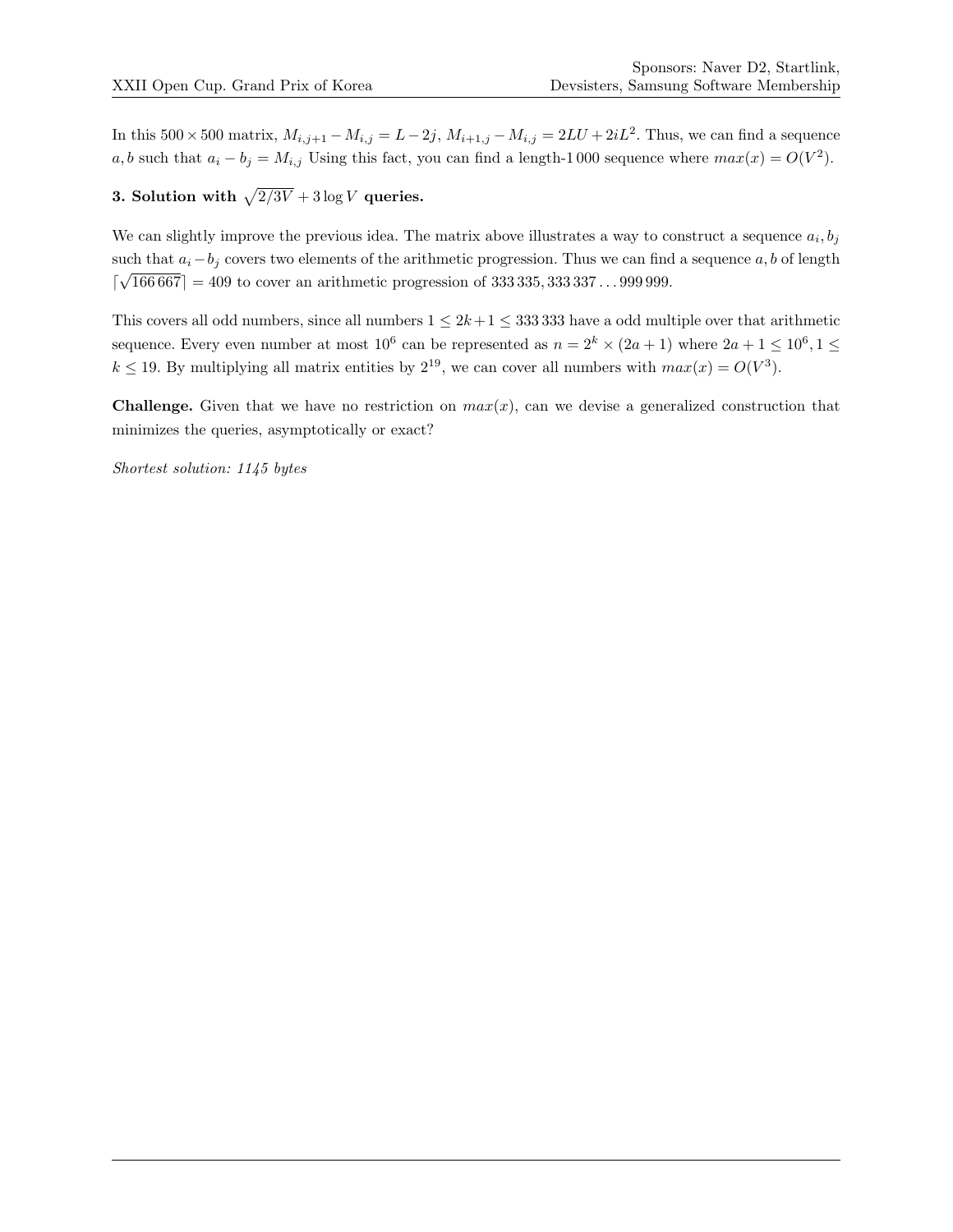In this $500 \times 500$ matrix, $M_{i,j+1} - M_{i,j} = L - 2j$, $M_{i+1,j} - M_{i,j} = 2LU + 2iL^2$. Thus, we can find a sequence $a, b$ such that $a_i - b_j = M_{i,j}$ Using this fact, you can find a length-1 000 sequence where $max(x) = O(V^2)$.

### 3. Solution with $\sqrt{2/3V} + 3 \log V$ queries.

We can slightly improve the previous idea. The matrix above illustrates a way to construct a sequence $a_i, b_j$ such that $a_i - b_j$ covers two elements of the arithmetic progression. Thus we can find a sequence $a, b$ of length $\lceil \sqrt{166\,667} \rceil = 409$ to cover an arithmetic progression of $333\,335, 333\,337 \ldots 999\,999$.

This covers all odd numbers, since all numbers $1 \leq 2k+1 \leq 333\,333$ have a odd multiple over that arithmetic sequence. Every even number at most $10^6$ can be represented as $n = 2^k \times (2a+1)$ where $2a+1 \leq 10^6, 1 \leq k \leq 19$. By multiplying all matrix entities by $2^{19}$, we can cover all numbers with $max(x) = O(V^3)$.

**Challenge.** Given that we have no restriction on $max(x)$, can we devise a generalized construction that minimizes the queries, asymptotically or exact?

*Shortest solution: 1145 bytes*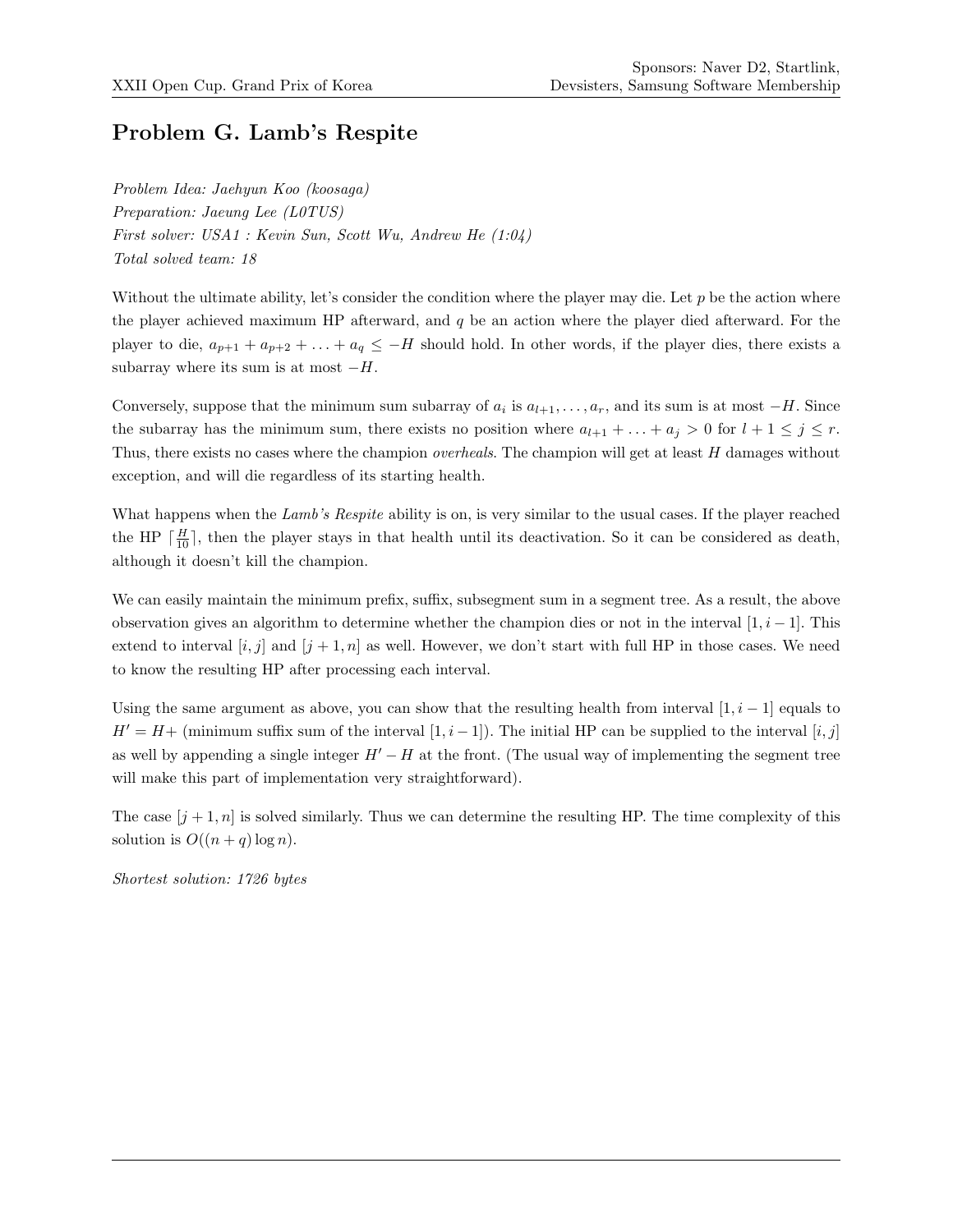# Problem G. Lamb's Respite

*Problem Idea: Jaehyun Koo (koosaga)*
*Preparation: Jaeung Lee (L0TUS)*
*First solver: USA1 : Kevin Sun, Scott Wu, Andrew He (1:04)*
*Total solved team: 18*

Without the ultimate ability, let's consider the condition where the player may die. Let $p$ be the action where the player achieved maximum HP afterward, and $q$ be an action where the player died afterward. For the player to die, $a_{p+1} + a_{p+2} + \ldots + a_q \leq -H$ should hold. In other words, if the player dies, there exists a subarray where its sum is at most $-H$.

Conversely, suppose that the minimum sum subarray of $a_i$ is $a_{l+1}, \ldots, a_r$, and its sum is at most $-H$. Since the subarray has the minimum sum, there exists no position where $a_{l+1} + \ldots + a_j > 0$ for $l + 1 \leq j \leq r$. Thus, there exists no cases where the champion *overheals*. The champion will get at least $H$ damages without exception, and will die regardless of its starting health.

What happens when the *Lamb's Respite* ability is on, is very similar to the usual cases. If the player reached the HP $\lceil \frac{H}{10} \rceil$, then the player stays in that health until its deactivation. So it can be considered as death, although it doesn't kill the champion.

We can easily maintain the minimum prefix, suffix, subsegment sum in a segment tree. As a result, the above observation gives an algorithm to determine whether the champion dies or not in the interval $[1, i-1]$. This extend to interval $[i, j]$ and $[j+1, n]$ as well. However, we don't start with full HP in those cases. We need to know the resulting HP after processing each interval.

Using the same argument as above, you can show that the resulting health from interval $[1, i-1]$ equals to $H' = H+$ (minimum suffix sum of the interval $[1, i-1]$). The initial HP can be supplied to the interval $[i, j]$ as well by appending a single integer $H' - H$ at the front. (The usual way of implementing the segment tree will make this part of implementation very straightforward).

The case $[j+1, n]$ is solved similarly. Thus we can determine the resulting HP. The time complexity of this solution is $O((n+q)\log n)$.

*Shortest solution: 1726 bytes*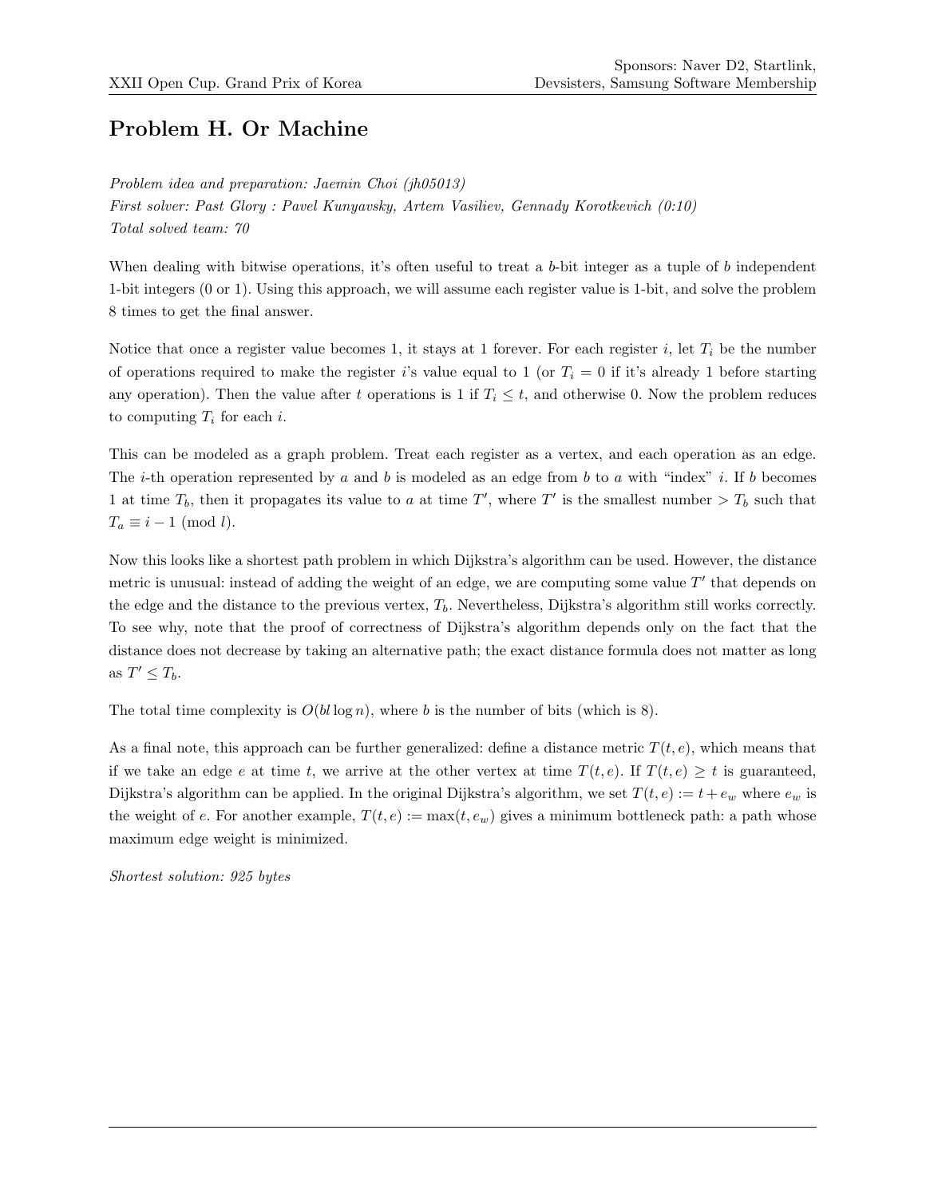# Problem H. Or Machine

*Problem idea and preparation: Jaemin Choi (jh05013)*
*First solver: Past Glory : Pavel Kunyavsky, Artem Vasiliev, Gennady Korotkevich (0:10)*
*Total solved team: 70*

When dealing with bitwise operations, it's often useful to treat a $b$-bit integer as a tuple of $b$ independent 1-bit integers (0 or 1). Using this approach, we will assume each register value is 1-bit, and solve the problem 8 times to get the final answer.

Notice that once a register value becomes 1, it stays at 1 forever. For each register $i$, let $T_i$ be the number of operations required to make the register $i$'s value equal to 1 (or $T_i = 0$ if it's already 1 before starting any operation). Then the value after $t$ operations is 1 if $T_i \leq t$, and otherwise 0. Now the problem reduces to computing $T_i$ for each $i$.

This can be modeled as a graph problem. Treat each register as a vertex, and each operation as an edge. The $i$-th operation represented by $a$ and $b$ is modeled as an edge from $b$ to $a$ with "index" $i$. If $b$ becomes 1 at time $T_b$, then it propagates its value to $a$ at time $T'$, where $T'$ is the smallest number $> T_b$ such that $T_a \equiv i - 1 \pmod{l}$.

Now this looks like a shortest path problem in which Dijkstra's algorithm can be used. However, the distance metric is unusual: instead of adding the weight of an edge, we are computing some value $T'$ that depends on the edge and the distance to the previous vertex, $T_b$. Nevertheless, Dijkstra's algorithm still works correctly. To see why, note that the proof of correctness of Dijkstra's algorithm depends only on the fact that the distance does not decrease by taking an alternative path; the exact distance formula does not matter as long as $T' \leq T_b$.

The total time complexity is $O(bl \log n)$, where $b$ is the number of bits (which is 8).

As a final note, this approach can be further generalized: define a distance metric $T(t, e)$, which means that if we take an edge $e$ at time $t$, we arrive at the other vertex at time $T(t, e)$. If $T(t, e) \geq t$ is guaranteed, Dijkstra's algorithm can be applied. In the original Dijkstra's algorithm, we set $T(t, e) := t + e_w$ where $e_w$ is the weight of $e$. For another example, $T(t, e) := \max(t, e_w)$ gives a minimum bottleneck path: a path whose maximum edge weight is minimized.

*Shortest solution: 925 bytes*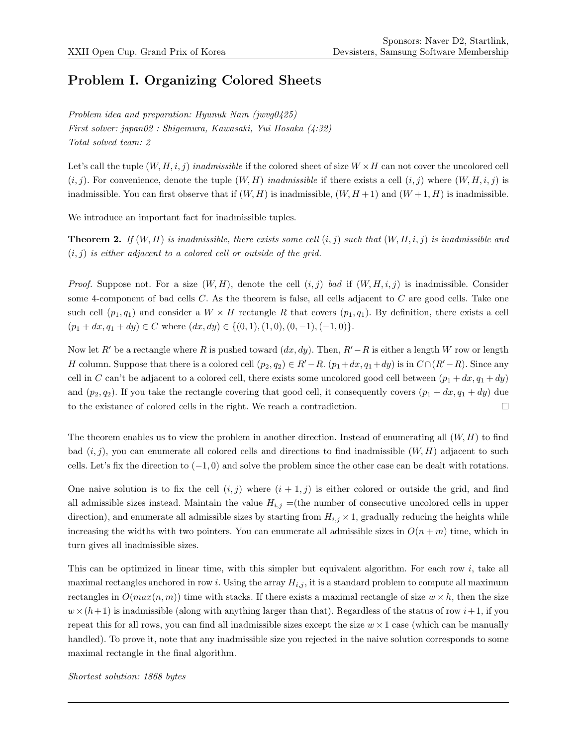# Problem I. Organizing Colored Sheets

*Problem idea and preparation: Hyunuk Nam (jwvg0425)*
*First solver: japan02 : Shigemura, Kawasaki, Yui Hosaka (4:32)*
*Total solved team: 2*

Let's call the tuple $(W, H, i, j)$ *inadmissible* if the colored sheet of size $W \times H$ can not cover the uncolored cell $(i, j)$. For convenience, denote the tuple $(W, H)$ *inadmissible* if there exists a cell $(i, j)$ where $(W, H, i, j)$ is inadmissible. You can first observe that if $(W, H)$ is inadmissible, $(W, H+1)$ and $(W+1, H)$ is inadmissible.

We introduce an important fact for inadmissible tuples.

**Theorem 2.** *If $(W, H)$ is inadmissible, there exists some cell $(i, j)$ such that $(W, H, i, j)$ is inadmissible and $(i, j)$ is either adjacent to a colored cell or outside of the grid.*

*Proof.* Suppose not. For a size $(W, H)$, denote the cell $(i, j)$ *bad* if $(W, H, i, j)$ is inadmissible. Consider some 4-component of bad cells $C$. As the theorem is false, all cells adjacent to $C$ are good cells. Take one such cell $(p_1, q_1)$ and consider a $W \times H$ rectangle $R$ that covers $(p_1, q_1)$. By definition, there exists a cell $(p_1 + dx, q_1 + dy) \in C$ where $(dx, dy) \in \{(0, 1), (1, 0), (0, -1), (-1, 0)\}$.

Now let $R'$ be a rectangle where $R$ is pushed toward $(dx, dy)$. Then, $R' - R$ is either a length $W$ row or length $H$ column. Suppose that there is a colored cell $(p_2, q_2) \in R' - R$. $(p_1 + dx, q_1 + dy)$ is in $C \cap (R' - R)$. Since any cell in $C$ can't be adjacent to a colored cell, there exists some uncolored good cell between $(p_1 + dx, q_1 + dy)$ and $(p_2, q_2)$. If you take the rectangle covering that good cell, it consequently covers $(p_1 + dx, q_1 + dy)$ due to the existance of colored cells in the right. We reach a contradiction. ∎

The theorem enables us to view the problem in another direction. Instead of enumerating all $(W, H)$ to find bad $(i, j)$, you can enumerate all colored cells and directions to find inadmissible $(W, H)$ adjacent to such cells. Let's fix the direction to $(-1, 0)$ and solve the problem since the other case can be dealt with rotations.

One naive solution is to fix the cell $(i, j)$ where $(i + 1, j)$ is either colored or outside the grid, and find all admissible sizes instead. Maintain the value $H_{i,j}$ =(the number of consecutive uncolored cells in upper direction), and enumerate all admissible sizes by starting from $H_{i,j} \times 1$, gradually reducing the heights while increasing the widths with two pointers. You can enumerate all admissible sizes in $O(n + m)$ time, which in turn gives all inadmissible sizes.

This can be optimized in linear time, with this simpler but equivalent algorithm. For each row $i$, take all maximal rectangles anchored in row $i$. Using the array $H_{i,j}$, it is a standard problem to compute all maximum rectangles in $O(max(n, m))$ time with stacks. If there exists a maximal rectangle of size $w \times h$, then the size $w \times (h+1)$ is inadmissible (along with anything larger than that). Regardless of the status of row $i+1$, if you repeat this for all rows, you can find all inadmissible sizes except the size $w \times 1$ case (which can be manually handled). To prove it, note that any inadmissible size you rejected in the naive solution corresponds to some maximal rectangle in the final algorithm.

*Shortest solution: 1868 bytes*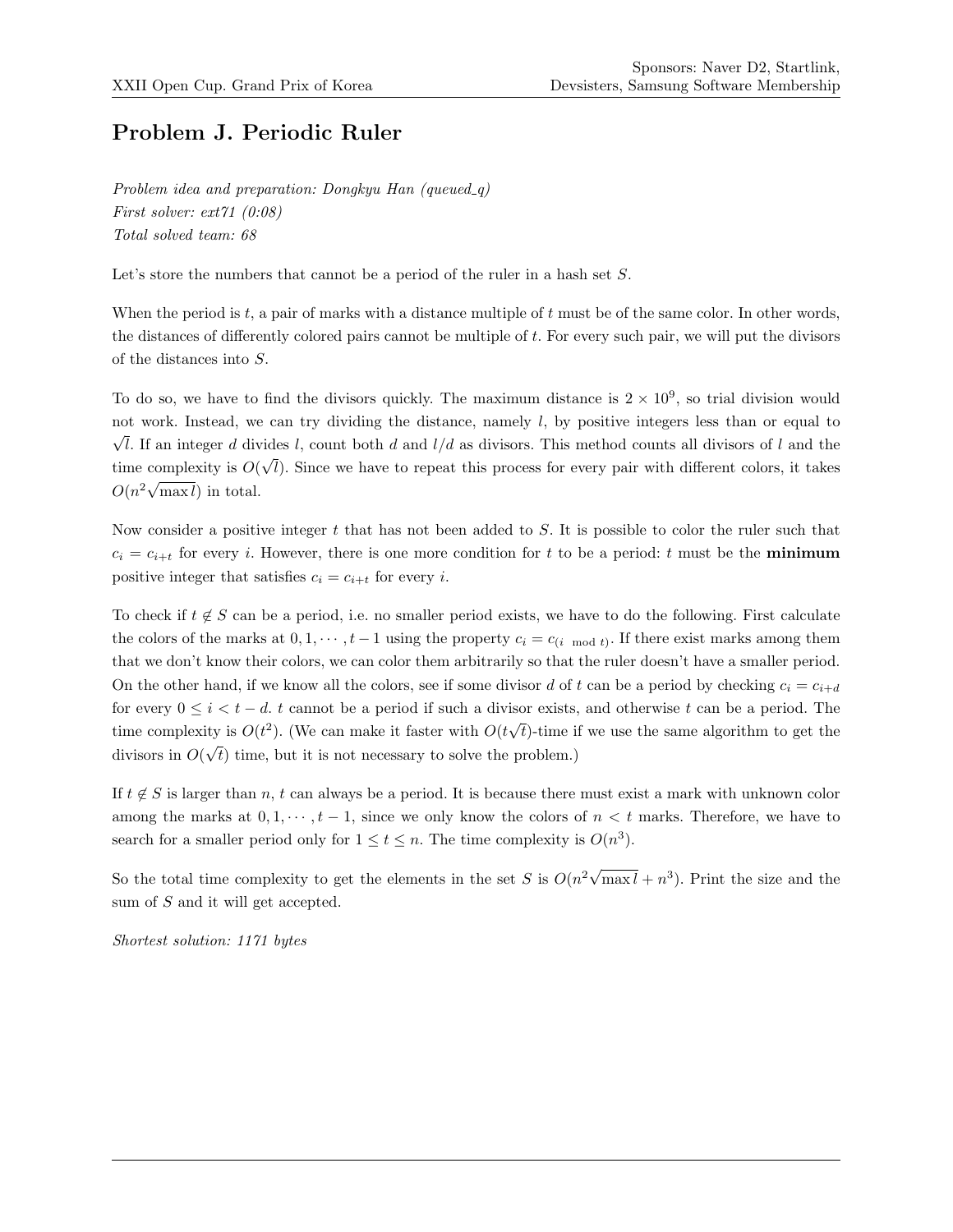# Problem J. Periodic Ruler

*Problem idea and preparation: Dongkyu Han (queued_q)*
*First solver: ext71 (0:08)*
*Total solved team: 68*

Let's store the numbers that cannot be a period of the ruler in a hash set $S$.

When the period is $t$, a pair of marks with a distance multiple of $t$ must be of the same color. In other words, the distances of differently colored pairs cannot be multiple of $t$. For every such pair, we will put the divisors of the distances into $S$.

To do so, we have to find the divisors quickly. The maximum distance is $2 \times 10^9$, so trial division would not work. Instead, we can try dividing the distance, namely $l$, by positive integers less than or equal to $\sqrt{l}$. If an integer $d$ divides $l$, count both $d$ and $l/d$ as divisors. This method counts all divisors of $l$ and the time complexity is $O(\sqrt{l})$. Since we have to repeat this process for every pair with different colors, it takes $O(n^2\sqrt{\max l})$ in total.

Now consider a positive integer $t$ that has not been added to $S$. It is possible to color the ruler such that $c_i = c_{i+t}$ for every $i$. However, there is one more condition for $t$ to be a period: $t$ must be the **minimum** positive integer that satisfies $c_i = c_{i+t}$ for every $i$.

To check if $t \notin S$ can be a period, i.e. no smaller period exists, we have to do the following. First calculate the colors of the marks at $0, 1, \cdots, t-1$ using the property $c_i = c_{(i \mod t)}$. If there exist marks among them that we don't know their colors, we can color them arbitrarily so that the ruler doesn't have a smaller period. On the other hand, if we know all the colors, see if some divisor $d$ of $t$ can be a period by checking $c_i = c_{i+d}$ for every $0 \le i < t-d$. $t$ cannot be a period if such a divisor exists, and otherwise $t$ can be a period. The time complexity is $O(t^2)$. (We can make it faster with $O(t\sqrt{t})$-time if we use the same algorithm to get the divisors in $O(\sqrt{t})$ time, but it is not necessary to solve the problem.)

If $t \notin S$ is larger than $n$, $t$ can always be a period. It is because there must exist a mark with unknown color among the marks at $0, 1, \cdots, t-1$, since we only know the colors of $n < t$ marks. Therefore, we have to search for a smaller period only for $1 \le t \le n$. The time complexity is $O(n^3)$.

So the total time complexity to get the elements in the set $S$ is $O(n^2\sqrt{\max l} + n^3)$. Print the size and the sum of $S$ and it will get accepted.

*Shortest solution: 1171 bytes*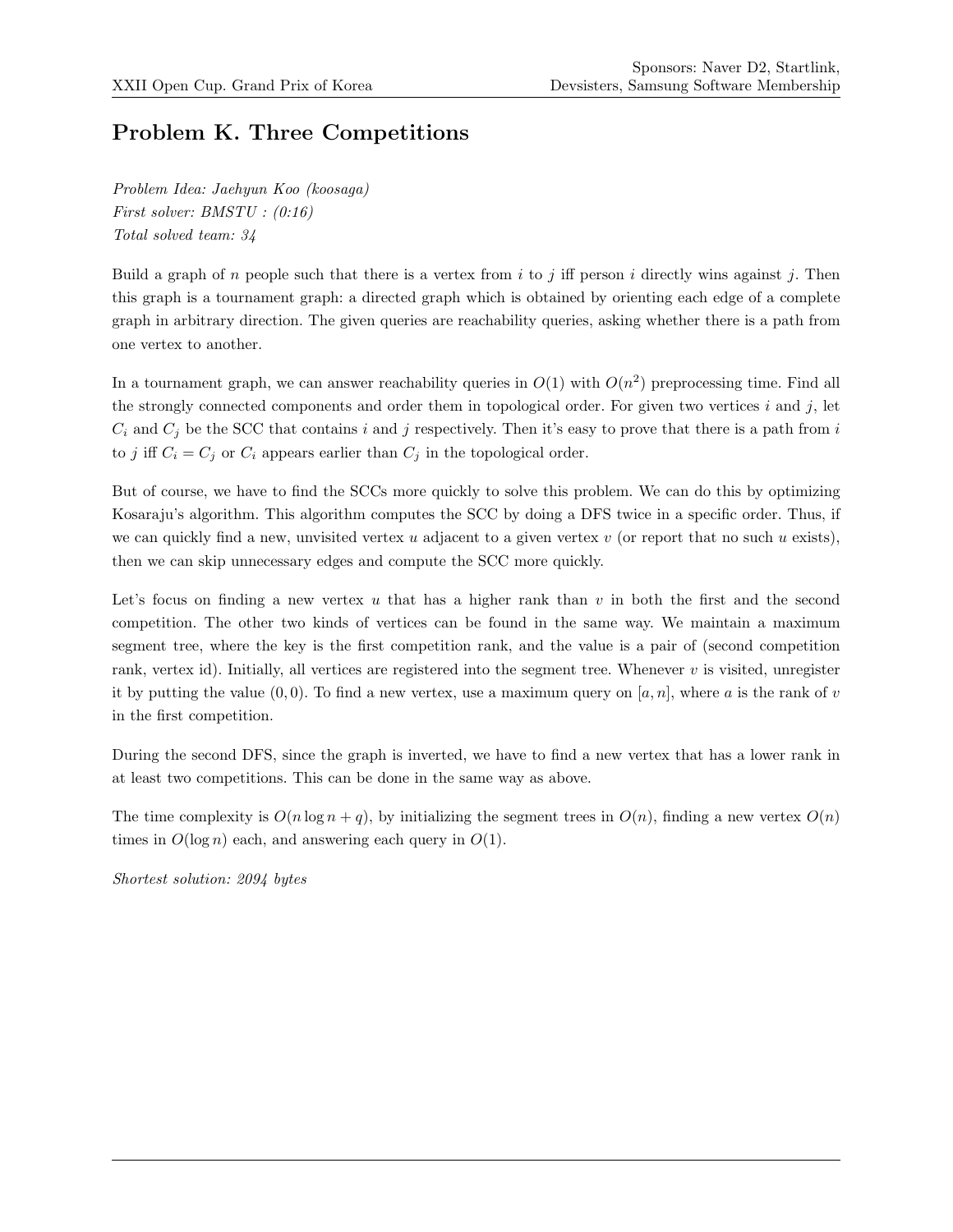# Problem K. Three Competitions

*Problem Idea: Jaehyun Koo (koosaga)*
*First solver: BMSTU : (0:16)*
*Total solved team: 34*

Build a graph of $n$ people such that there is a vertex from $i$ to $j$ iff person $i$ directly wins against $j$. Then this graph is a tournament graph: a directed graph which is obtained by orienting each edge of a complete graph in arbitrary direction. The given queries are reachability queries, asking whether there is a path from one vertex to another.

In a tournament graph, we can answer reachability queries in $O(1)$ with $O(n^2)$ preprocessing time. Find all the strongly connected components and order them in topological order. For given two vertices $i$ and $j$, let $C_i$ and $C_j$ be the SCC that contains $i$ and $j$ respectively. Then it's easy to prove that there is a path from $i$ to $j$ iff $C_i = C_j$ or $C_i$ appears earlier than $C_j$ in the topological order.

But of course, we have to find the SCCs more quickly to solve this problem. We can do this by optimizing Kosaraju's algorithm. This algorithm computes the SCC by doing a DFS twice in a specific order. Thus, if we can quickly find a new, unvisited vertex $u$ adjacent to a given vertex $v$ (or report that no such $u$ exists), then we can skip unnecessary edges and compute the SCC more quickly.

Let's focus on finding a new vertex $u$ that has a higher rank than $v$ in both the first and the second competition. The other two kinds of vertices can be found in the same way. We maintain a maximum segment tree, where the key is the first competition rank, and the value is a pair of (second competition rank, vertex id). Initially, all vertices are registered into the segment tree. Whenever $v$ is visited, unregister it by putting the value $(0, 0)$. To find a new vertex, use a maximum query on $[a, n]$, where $a$ is the rank of $v$ in the first competition.

During the second DFS, since the graph is inverted, we have to find a new vertex that has a lower rank in at least two competitions. This can be done in the same way as above.

The time complexity is $O(n \log n + q)$, by initializing the segment trees in $O(n)$, finding a new vertex $O(n)$ times in $O(\log n)$ each, and answering each query in $O(1)$.

*Shortest solution: 2094 bytes*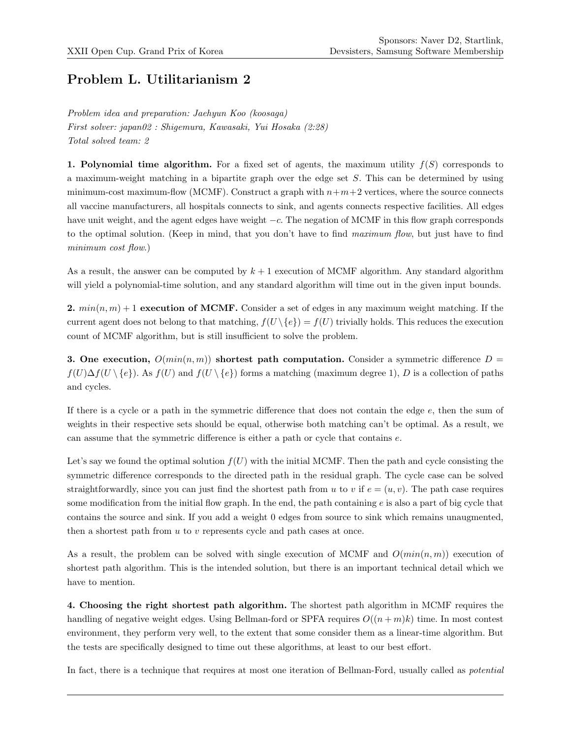## Problem L. Utilitarianism 2

*Problem idea and preparation: Jaehyun Koo (koosaga)*
*First solver: japan02 : Shigemura, Kawasaki, Yui Hosaka (2:28)*
*Total solved team: 2*

**1. Polynomial time algorithm.** For a fixed set of agents, the maximum utility $f(S)$ corresponds to a maximum-weight matching in a bipartite graph over the edge set $S$. This can be determined by using minimum-cost maximum-flow (MCMF). Construct a graph with $n+m+2$ vertices, where the source connects all vaccine manufacturers, all hospitals connects to sink, and agents connects respective facilities. All edges have unit weight, and the agent edges have weight $-c$. The negation of MCMF in this flow graph corresponds to the optimal solution. (Keep in mind, that you don't have to find *maximum flow*, but just have to find *minimum cost flow*.)

As a result, the answer can be computed by $k+1$ execution of MCMF algorithm. Any standard algorithm will yield a polynomial-time solution, and any standard algorithm will time out in the given input bounds.

**2.** $min(n,m)+1$ **execution of MCMF.** Consider a set of edges in any maximum weight matching. If the current agent does not belong to that matching, $f(U \setminus \{e\}) = f(U)$ trivially holds. This reduces the execution count of MCMF algorithm, but is still insufficient to solve the problem.

**3. One execution,** $O(min(n,m))$ **shortest path computation.** Consider a symmetric difference $D = f(U) \Delta f(U \setminus \{e\})$. As $f(U)$ and $f(U \setminus \{e\})$ forms a matching (maximum degree 1), $D$ is a collection of paths and cycles.

If there is a cycle or a path in the symmetric difference that does not contain the edge $e$, then the sum of weights in their respective sets should be equal, otherwise both matching can't be optimal. As a result, we can assume that the symmetric difference is either a path or cycle that contains $e$.

Let's say we found the optimal solution $f(U)$ with the initial MCMF. Then the path and cycle consisting the symmetric difference corresponds to the directed path in the residual graph. The cycle case can be solved straightforwardly, since you can just find the shortest path from $u$ to $v$ if $e = (u, v)$. The path case requires some modification from the initial flow graph. In the end, the path containing $e$ is also a part of big cycle that contains the source and sink. If you add a weight 0 edges from source to sink which remains unaugmented, then a shortest path from $u$ to $v$ represents cycle and path cases at once.

As a result, the problem can be solved with single execution of MCMF and $O(min(n,m))$ execution of shortest path algorithm. This is the intended solution, but there is an important technical detail which we have to mention.

**4. Choosing the right shortest path algorithm.** The shortest path algorithm in MCMF requires the handling of negative weight edges. Using Bellman-ford or SPFA requires $O((n+m)k)$ time. In most contest environment, they perform very well, to the extent that some consider them as a linear-time algorithm. But the tests are specifically designed to time out these algorithms, at least to our best effort.

In fact, there is a technique that requires at most one iteration of Bellman-Ford, usually called as *potential*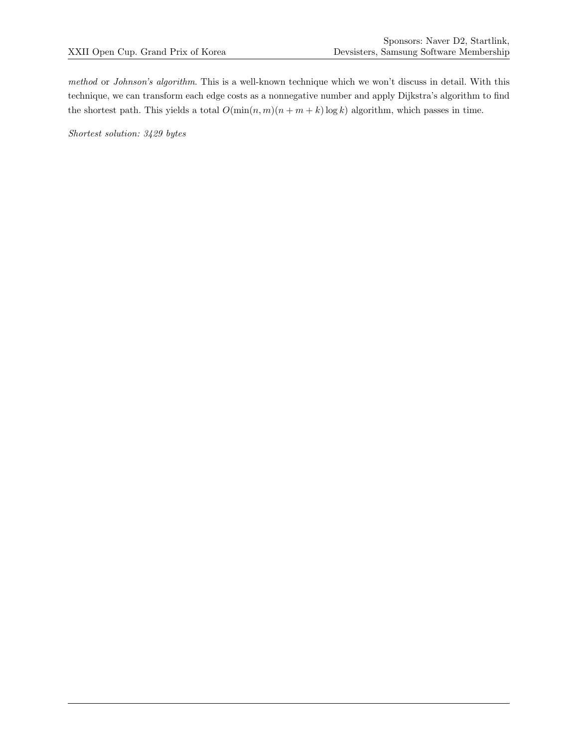*method* or *Johnson's algorithm*. This is a well-known technique which we won't discuss in detail. With this technique, we can transform each edge costs as a nonnegative number and apply Dijkstra's algorithm to find the shortest path. This yields a total $O(\min(n, m)(n + m + k) \log k)$ algorithm, which passes in time.

*Shortest solution: 3429 bytes*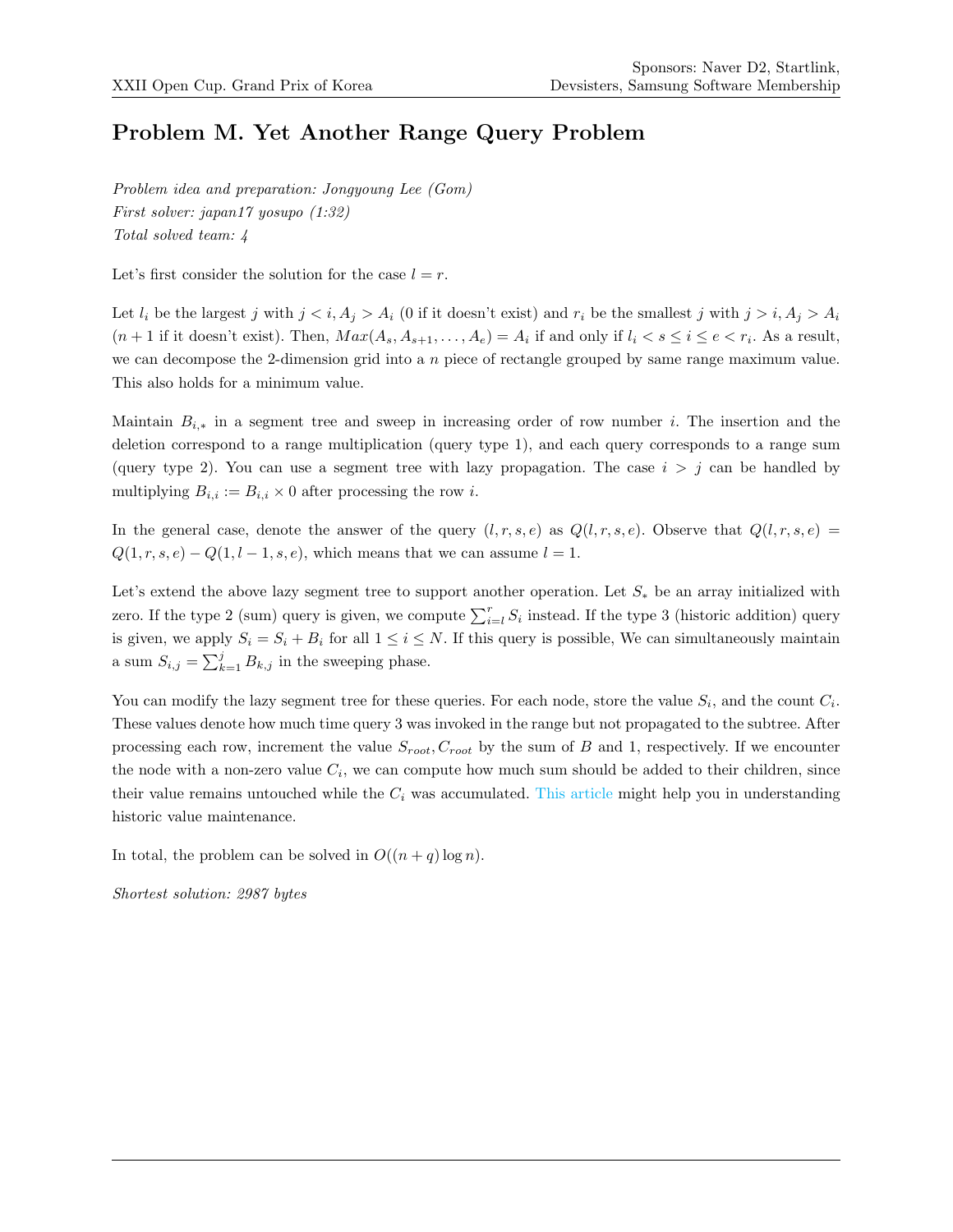# Problem M. Yet Another Range Query Problem

*Problem idea and preparation: Jongyoung Lee (Gom)*
*First solver: japan17 yosupo (1:32)*
*Total solved team: 4*

Let's first consider the solution for the case $l = r$.

Let $l_i$ be the largest $j$ with $j < i, A_j > A_i$ (0 if it doesn't exist) and $r_i$ be the smallest $j$ with $j > i, A_j > A_i$ ($n+1$ if it doesn't exist). Then, $Max(A_s, A_{s+1}, \ldots, A_e) = A_i$ if and only if $l_i < s \leq i \leq e < r_i$. As a result, we can decompose the 2-dimension grid into a $n$ piece of rectangle grouped by same range maximum value. This also holds for a minimum value.

Maintain $B_{i,*}$ in a segment tree and sweep in increasing order of row number $i$. The insertion and the deletion correspond to a range multiplication (query type 1), and each query corresponds to a range sum (query type 2). You can use a segment tree with lazy propagation. The case $i > j$ can be handled by multiplying $B_{i,i} := B_{i,i} \times 0$ after processing the row $i$.

In the general case, denote the answer of the query $(l, r, s, e)$ as $Q(l, r, s, e)$. Observe that $Q(l, r, s, e) = Q(1, r, s, e) - Q(1, l-1, s, e)$, which means that we can assume $l = 1$.

Let's extend the above lazy segment tree to support another operation. Let $S_*$ be an array initialized with zero. If the type 2 (sum) query is given, we compute $\sum_{i=l}^{r} S_i$ instead. If the type 3 (historic addition) query is given, we apply $S_i = S_i + B_i$ for all $1 \leq i \leq N$. If this query is possible, We can simultaneously maintain a sum $S_{i,j} = \sum_{k=1}^{j} B_{k,j}$ in the sweeping phase.

You can modify the lazy segment tree for these queries. For each node, store the value $S_i$, and the count $C_i$. These values denote how much time query 3 was invoked in the range but not propagated to the subtree. After processing each row, increment the value $S_{root}, C_{root}$ by the sum of $B$ and 1, respectively. If we encounter the node with a non-zero value $C_i$, we can compute how much sum should be added to their children, since their value remains untouched while the $C_i$ was accumulated. This article might help you in understanding historic value maintenance.

In total, the problem can be solved in $O((n + q) \log n)$.

*Shortest solution: 2987 bytes*